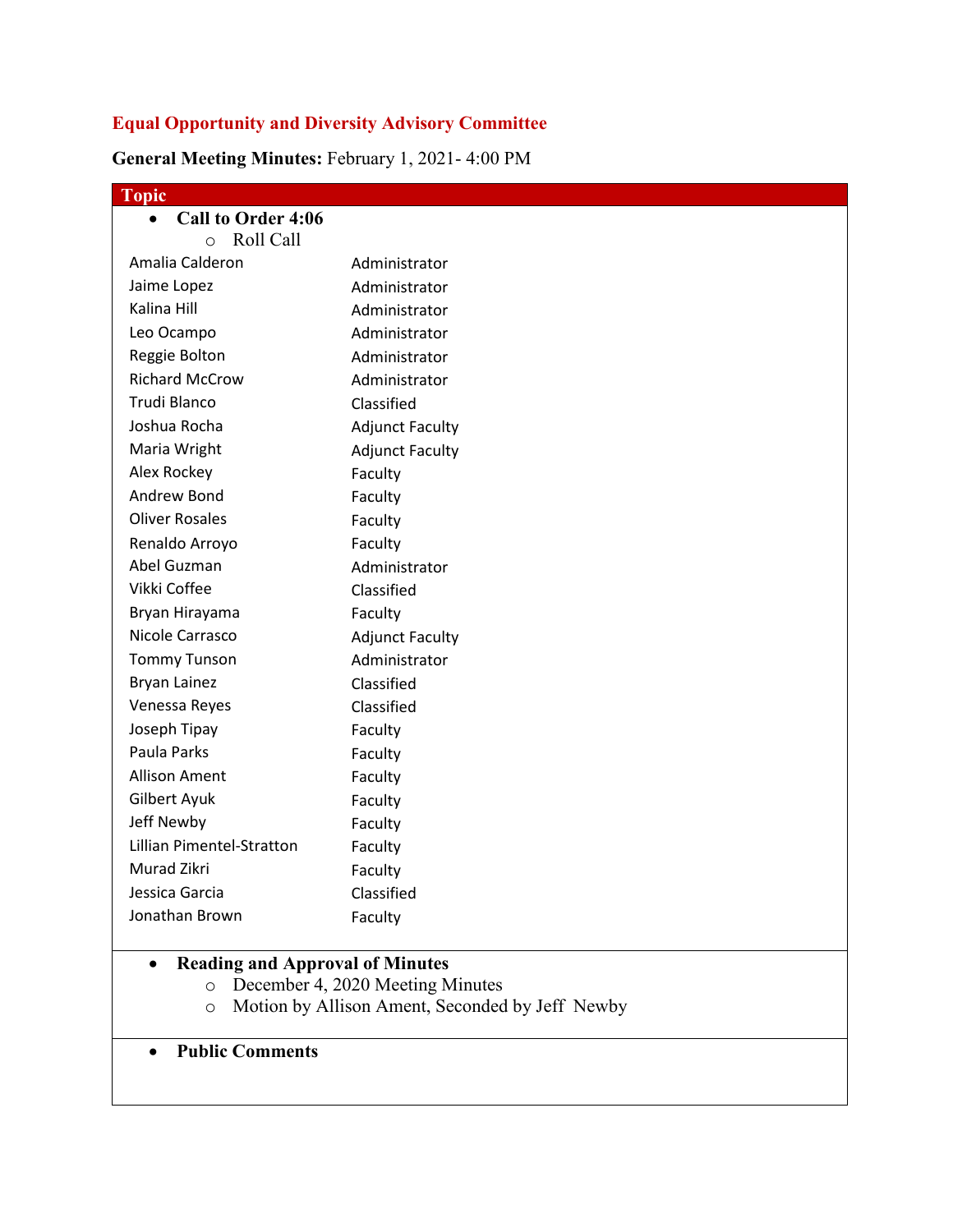## Equal Opportunity and Diversity Advisory Committee

**General Meeting Minutes:** February 1, 2021- 4:00 PM

**Topic**

- **Call to Order 4:06**
  - Roll Call

| | |
|---|---|
| Amalia Calderon | Administrator |
| Jaime Lopez | Administrator |
| Kalina Hill | Administrator |
| Leo Ocampo | Administrator |
| Reggie Bolton | Administrator |
| Richard McCrow | Administrator |
| Trudi Blanco | Classified |
| Joshua Rocha | Adjunct Faculty |
| Maria Wright | Adjunct Faculty |
| Alex Rockey | Faculty |
| Andrew Bond | Faculty |
| Oliver Rosales | Faculty |
| Renaldo Arroyo | Faculty |
| Abel Guzman | Administrator |
| Vikki Coffee | Classified |
| Bryan Hirayama | Faculty |
| Nicole Carrasco | Adjunct Faculty |
| Tommy Tunson | Administrator |
| Bryan Lainez | Classified |
| Venessa Reyes | Classified |
| Joseph Tipay | Faculty |
| Paula Parks | Faculty |
| Allison Ament | Faculty |
| Gilbert Ayuk | Faculty |
| Jeff Newby | Faculty |
| Lillian Pimentel-Stratton | Faculty |
| Murad Zikri | Faculty |
| Jessica Garcia | Classified |
| Jonathan Brown | Faculty |

- **Reading and Approval of Minutes**
  - December 4, 2020 Meeting Minutes
  - Motion by Allison Ament, Seconded by Jeff Newby

- **Public Comments**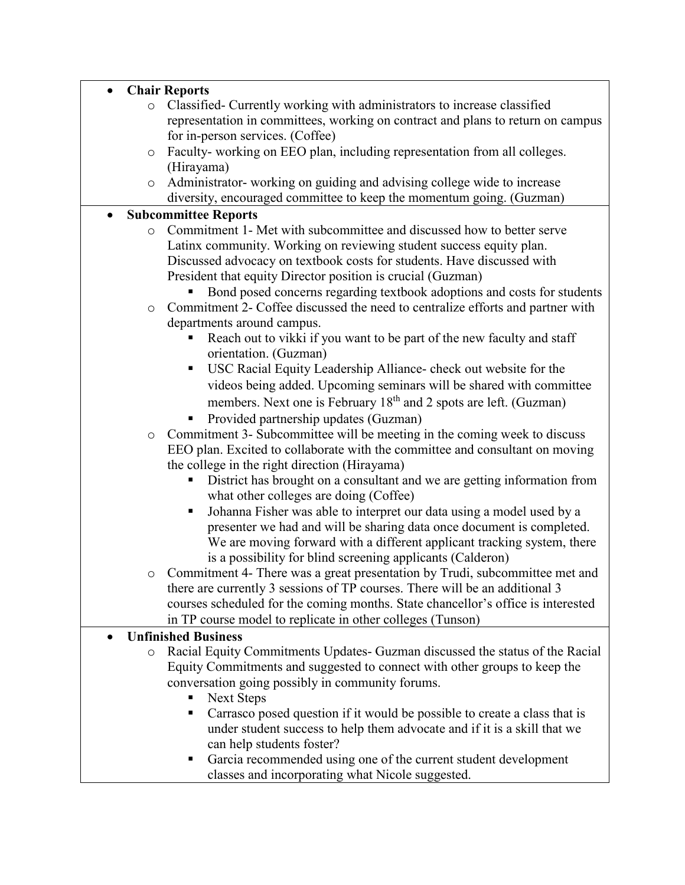- **Chair Reports**
  - Classified- Currently working with administrators to increase classified representation in committees, working on contract and plans to return on campus for in-person services. (Coffee)
  - Faculty- working on EEO plan, including representation from all colleges. (Hirayama)
  - Administrator- working on guiding and advising college wide to increase diversity, encouraged committee to keep the momentum going. (Guzman)
- **Subcommittee Reports**
  - Commitment 1- Met with subcommittee and discussed how to better serve Latinx community. Working on reviewing student success equity plan. Discussed advocacy on textbook costs for students. Have discussed with President that equity Director position is crucial (Guzman)
    - Bond posed concerns regarding textbook adoptions and costs for students
  - Commitment 2- Coffee discussed the need to centralize efforts and partner with departments around campus.
    - Reach out to vikki if you want to be part of the new faculty and staff orientation. (Guzman)
    - USC Racial Equity Leadership Alliance- check out website for the videos being added. Upcoming seminars will be shared with committee members. Next one is February 18th and 2 spots are left. (Guzman)
    - Provided partnership updates (Guzman)
  - Commitment 3- Subcommittee will be meeting in the coming week to discuss EEO plan. Excited to collaborate with the committee and consultant on moving the college in the right direction (Hirayama)
    - District has brought on a consultant and we are getting information from what other colleges are doing (Coffee)
    - Johanna Fisher was able to interpret our data using a model used by a presenter we had and will be sharing data once document is completed. We are moving forward with a different applicant tracking system, there is a possibility for blind screening applicants (Calderon)
  - Commitment 4- There was a great presentation by Trudi, subcommittee met and there are currently 3 sessions of TP courses. There will be an additional 3 courses scheduled for the coming months. State chancellor's office is interested in TP course model to replicate in other colleges (Tunson)
- **Unfinished Business**
  - Racial Equity Commitments Updates- Guzman discussed the status of the Racial Equity Commitments and suggested to connect with other groups to keep the conversation going possibly in community forums.
    - Next Steps
    - Carrasco posed question if it would be possible to create a class that is under student success to help them advocate and if it is a skill that we can help students foster?
    - Garcia recommended using one of the current student development classes and incorporating what Nicole suggested.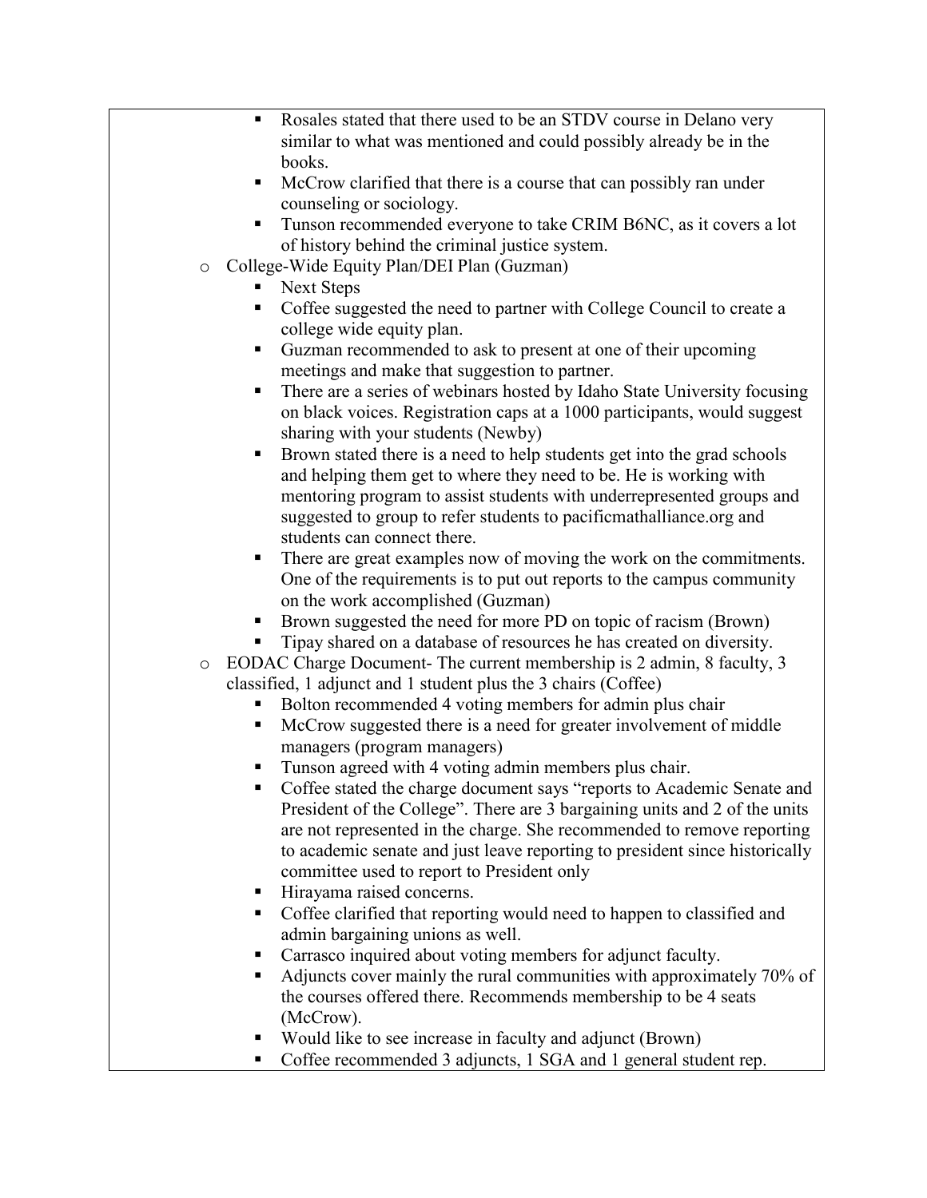- Rosales stated that there used to be an STDV course in Delano very similar to what was mentioned and could possibly already be in the books.
  - McCrow clarified that there is a course that can possibly ran under counseling or sociology.
  - Tunson recommended everyone to take CRIM B6NC, as it covers a lot of history behind the criminal justice system.
- College-Wide Equity Plan/DEI Plan (Guzman)
  - Next Steps
  - Coffee suggested the need to partner with College Council to create a college wide equity plan.
  - Guzman recommended to ask to present at one of their upcoming meetings and make that suggestion to partner.
  - There are a series of webinars hosted by Idaho State University focusing on black voices. Registration caps at a 1000 participants, would suggest sharing with your students (Newby)
  - Brown stated there is a need to help students get into the grad schools and helping them get to where they need to be. He is working with mentoring program to assist students with underrepresented groups and suggested to group to refer students to pacificmathalliance.org and students can connect there.
  - There are great examples now of moving the work on the commitments. One of the requirements is to put out reports to the campus community on the work accomplished (Guzman)
  - Brown suggested the need for more PD on topic of racism (Brown)
  - Tipay shared on a database of resources he has created on diversity.
- EODAC Charge Document- The current membership is 2 admin, 8 faculty, 3 classified, 1 adjunct and 1 student plus the 3 chairs (Coffee)
  - Bolton recommended 4 voting members for admin plus chair
  - McCrow suggested there is a need for greater involvement of middle managers (program managers)
  - Tunson agreed with 4 voting admin members plus chair.
  - Coffee stated the charge document says "reports to Academic Senate and President of the College". There are 3 bargaining units and 2 of the units are not represented in the charge. She recommended to remove reporting to academic senate and just leave reporting to president since historically committee used to report to President only
  - Hirayama raised concerns.
  - Coffee clarified that reporting would need to happen to classified and admin bargaining unions as well.
  - Carrasco inquired about voting members for adjunct faculty.
  - Adjuncts cover mainly the rural communities with approximately 70% of the courses offered there. Recommends membership to be 4 seats (McCrow).
  - Would like to see increase in faculty and adjunct (Brown)
  - Coffee recommended 3 adjuncts, 1 SGA and 1 general student rep.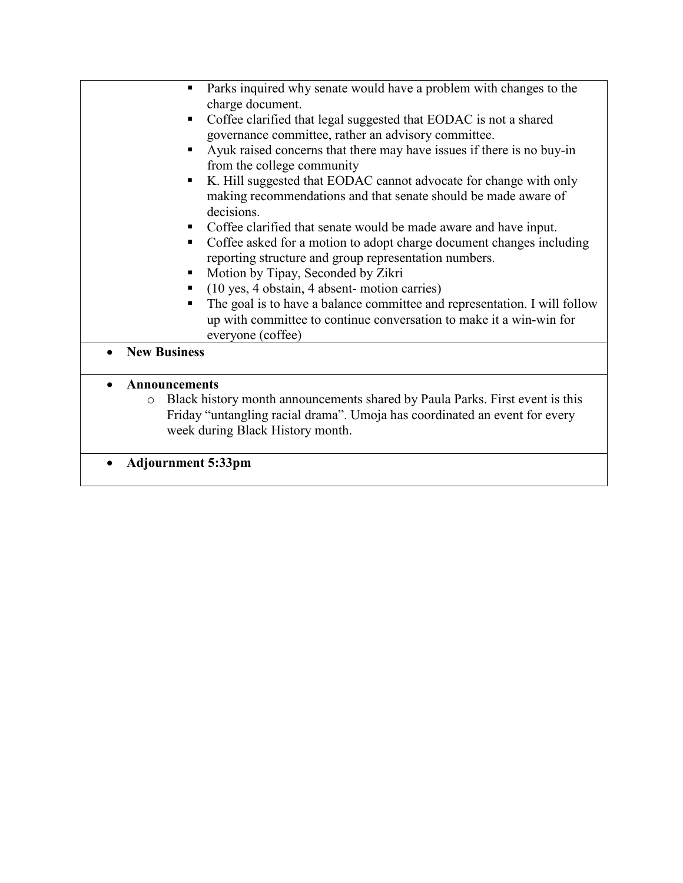- Parks inquired why senate would have a problem with changes to the charge document.
- Coffee clarified that legal suggested that EODAC is not a shared governance committee, rather an advisory committee.
- Ayuk raised concerns that there may have issues if there is no buy-in from the college community
- K. Hill suggested that EODAC cannot advocate for change with only making recommendations and that senate should be made aware of decisions.
- Coffee clarified that senate would be made aware and have input.
- Coffee asked for a motion to adopt charge document changes including reporting structure and group representation numbers.
- Motion by Tipay, Seconded by Zikri
- (10 yes, 4 obstain, 4 absent- motion carries)
- The goal is to have a balance committee and representation. I will follow up with committee to continue conversation to make it a win-win for everyone (coffee)

- **New Business**

- **Announcements**
  - Black history month announcements shared by Paula Parks. First event is this Friday "untangling racial drama". Umoja has coordinated an event for every week during Black History month.

- **Adjournment 5:33pm**